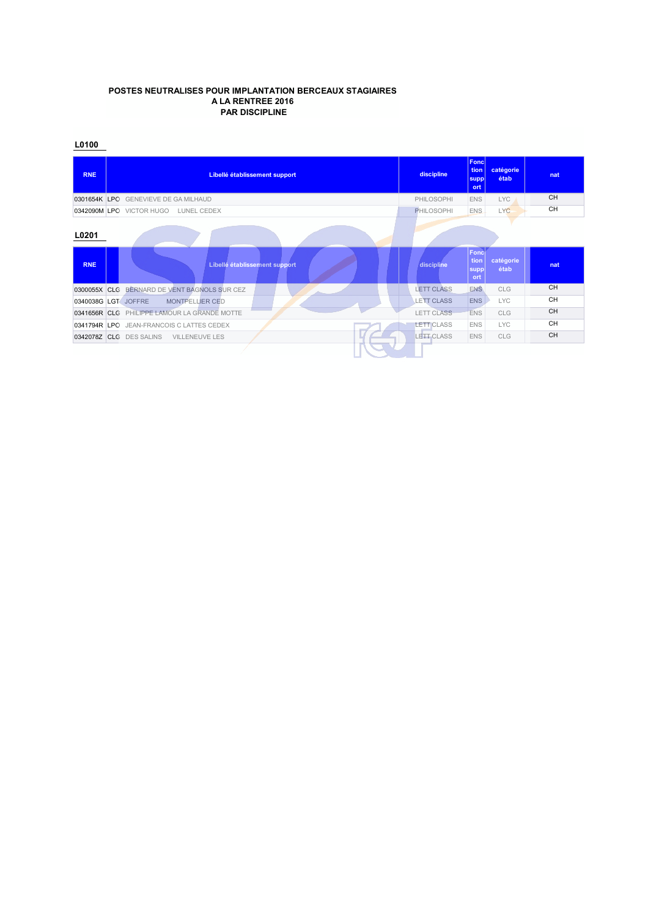**POSTES NEUTRALISES POUR IMPLANTATION BERCEAUX STAGIAIRES**
**A LA RENTREE 2016**
**PAR DISCIPLINE**

## L0100

| RNE | | Libellé établissement support | discipline | Fonction support | catégorie étab | nat |
|---|---|---|---|---|---|---|
| 0301654K | LPO | GENEVIEVE DE GA MILHAUD | PHILOSOPHI | ENS | LYC | CH |
| 0342090M | LPO | VICTOR HUGO LUNEL CEDEX | PHILOSOPHI | ENS | LYC | CH |

## L0201

| RNE | | Libellé établissement support | discipline | Fonction support | catégorie étab | nat |
|---|---|---|---|---|---|---|
| 0300055X | CLG | BERNARD DE VENT BAGNOLS SUR CEZ | LETT CLASS | ENS | CLG | CH |
| 0340038G | LGT | JOFFRE MONTPELLIER CED | LETT CLASS | ENS | LYC | CH |
| 0341656R | CLG | PHILIPPE LAMOUR LA GRANDE MOTTE | LETT CLASS | ENS | CLG | CH |
| 0341794R | LPO | JEAN-FRANCOIS C LATTES CEDEX | LETT CLASS | ENS | LYC | CH |
| 0342078Z | CLG | DES SALINS VILLENEUVE LES | LETT CLASS | ENS | CLG | CH |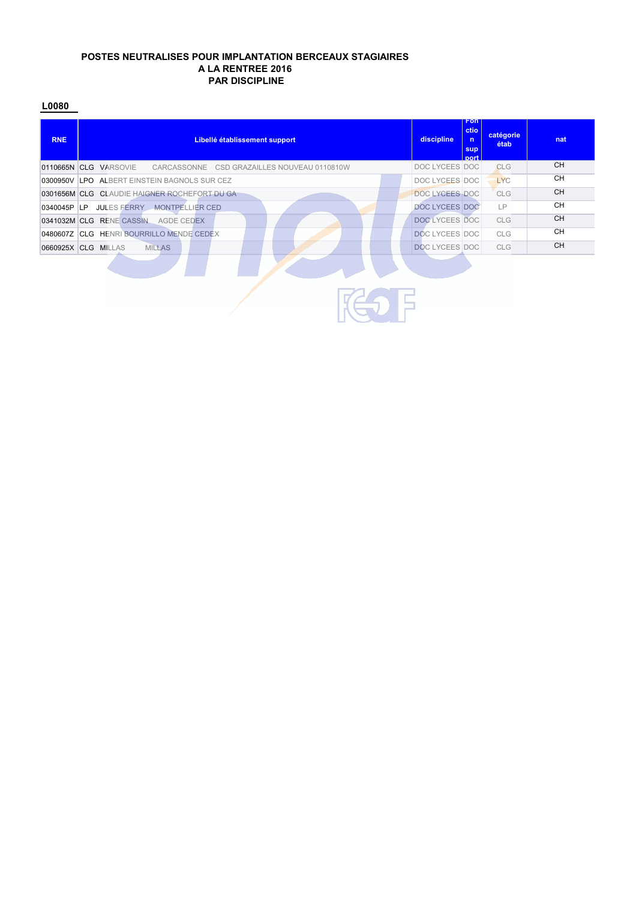**POSTES NEUTRALISES POUR IMPLANTATION BERCEAUX STAGIAIRES**
**A LA RENTREE 2016**
**PAR DISCIPLINE**

**L0080**

| RNE | Libellé établissement support | discipline | Fonction support | catégorie étab | nat |
|---|---|---|---|---|---|
| 0110665N | CLG VARSOVIE CARCASSONNE CSD GRAZAILLES NOUVEAU 0110810W | DOC LYCEES | DOC | CLG | CH |
| 0300950V | LPO ALBERT EINSTEIN BAGNOLS SUR CEZ | DOC LYCEES | DOC | LYC | CH |
| 0301656M | CLG CLAUDIE HAIGNER ROCHEFORT DU GA | DOC LYCEES | DOC | CLG | CH |
| 0340045P | LP JULES FERRY MONTPELLIER CED | DOC LYCEES | DOC | LP | CH |
| 0341032M | CLG RENE CASSIN AGDE CEDEX | DOC LYCEES | DOC | CLG | CH |
| 0480607Z | CLG HENRI BOURRILLO MENDE CEDEX | DOC LYCEES | DOC | CLG | CH |
| 0660925X | CLG MILLAS MILLAS | DOC LYCEES | DOC | CLG | CH |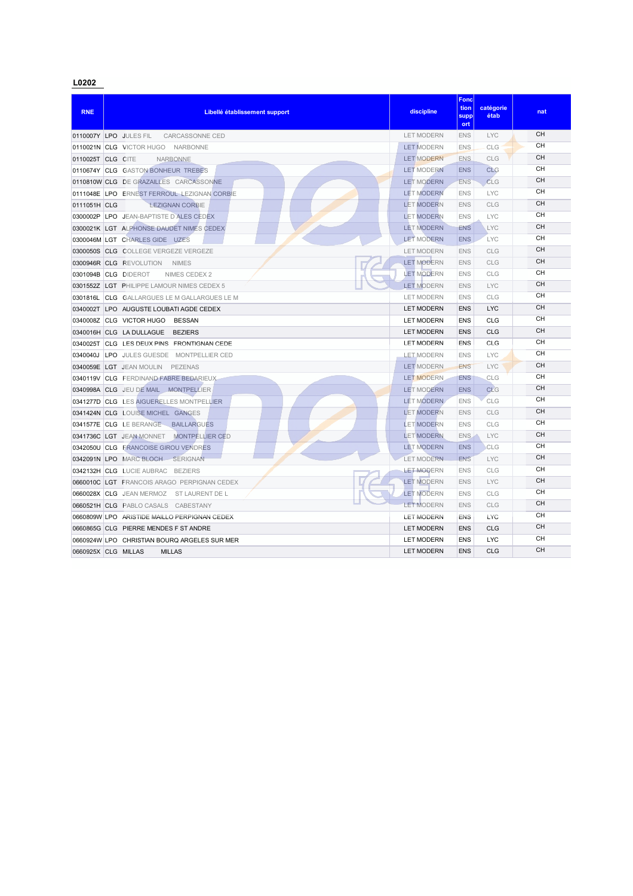## L0202

| RNE | Libellé établissement support | | | discipline | Fonction support | catégorie étab | nat |
|---|---|---|---|---|---|---|---|
| 0110007Y | LPO | JULES FIL | CARCASSONNE CED | LET MODERN | ENS | LYC | CH |
| 0110021N | CLG | VICTOR HUGO | NARBONNE | LET MODERN | ENS | CLG | CH |
| 0110025T | CLG | CITE | NARBONNE | LET MODERN | ENS | CLG | CH |
| 0110674Y | CLG | GASTON BONHEUR | TREBES | LET MODERN | ENS | CLG | CH |
| 0110810W | CLG | DE GRAZAILLES | CARCASSONNE | LET MODERN | ENS | CLG | CH |
| 0111048E | LPO | ERNEST FERROUL | LEZIGNAN CORBIE | LET MODERN | ENS | LYC | CH |
| 0111051H | CLG | | LEZIGNAN CORBIE | LET MODERN | ENS | CLG | CH |
| 0300002P | LPO | JEAN-BAPTISTE D | ALES CEDEX | LET MODERN | ENS | LYC | CH |
| 0300021K | LGT | ALPHONSE DAUDET | NIMES CEDEX | LET MODERN | ENS | LYC | CH |
| 0300046M | LGT | CHARLES GIDE | UZES | LET MODERN | ENS | LYC | CH |
| 0300050S | CLG | COLLEGE VERGEZE | VERGEZE | LET MODERN | ENS | CLG | CH |
| 0300946R | CLG | REVOLUTION | NIMES | LET MODERN | ENS | CLG | CH |
| 0301094B | CLG | DIDEROT | NIMES CEDEX 2 | LET MODERN | ENS | CLG | CH |
| 0301552Z | LGT | PHILIPPE LAMOUR | NIMES CEDEX 5 | LET MODERN | ENS | LYC | CH |
| 0301816L | CLG | GALLARGUES LE M | GALLARGUES LE M | LET MODERN | ENS | CLG | CH |
| 0340002T | LPO | AUGUSTE LOUBATI | AGDE CEDEX | LET MODERN | ENS | LYC | CH |
| 0340008Z | CLG | VICTOR HUGO | BESSAN | LET MODERN | ENS | CLG | CH |
| 0340016H | CLG | LA DULLAGUE | BEZIERS | LET MODERN | ENS | CLG | CH |
| 0340025T | CLG | LES DEUX PINS | FRONTIGNAN CEDE | LET MODERN | ENS | CLG | CH |
| 0340040J | LPO | JULES GUESDE | MONTPELLIER CED | LET MODERN | ENS | LYC | CH |
| 0340059E | LGT | JEAN MOULIN | PEZENAS | LET MODERN | ENS | LYC | CH |
| 0340119V | CLG | FERDINAND FABRE | BEDARIEUX | LET MODERN | ENS | CLG | CH |
| 0340998A | CLG | JEU DE MAIL | MONTPELLIER | LET MODERN | ENS | CLG | CH |
| 0341277D | CLG | LES AIGUERELLES | MONTPELLIER | LET MODERN | ENS | CLG | CH |
| 0341424N | CLG | LOUISE MICHEL | GANGES | LET MODERN | ENS | CLG | CH |
| 0341577E | CLG | LE BERANGE | BAILLARGUES | LET MODERN | ENS | CLG | CH |
| 0341736C | LGT | JEAN MONNET | MONTPELLIER CED | LET MODERN | ENS | LYC | CH |
| 0342050U | CLG | FRANCOISE GIROU | VENDRES | LET MODERN | ENS | CLG | CH |
| 0342091N | LPO | MARC BLOCH | SERIGNAN | LET MODERN | ENS | LYC | CH |
| 0342132H | CLG | LUCIE AUBRAC | BEZIERS | LET MODERN | ENS | CLG | CH |
| 0660010C | LGT | FRANCOIS ARAGO | PERPIGNAN CEDEX | LET MODERN | ENS | LYC | CH |
| 0660028X | CLG | JEAN MERMOZ | ST LAURENT DE L | LET MODERN | ENS | CLG | CH |
| 0660521H | CLG | PABLO CASALS | CABESTANY | LET MODERN | ENS | CLG | CH |
| 0660809W | LPO | ARISTIDE MAILLO | PERPIGNAN CEDEX | LET MODERN | ENS | LYC | CH |
| 0660865G | CLG | PIERRE MENDES F | ST ANDRE | LET MODERN | ENS | CLG | CH |
| 0660924W | LPO | CHRISTIAN BOURQ | ARGELES SUR MER | LET MODERN | ENS | LYC | CH |
| 0660925X | CLG | MILLAS | MILLAS | LET MODERN | ENS | CLG | CH |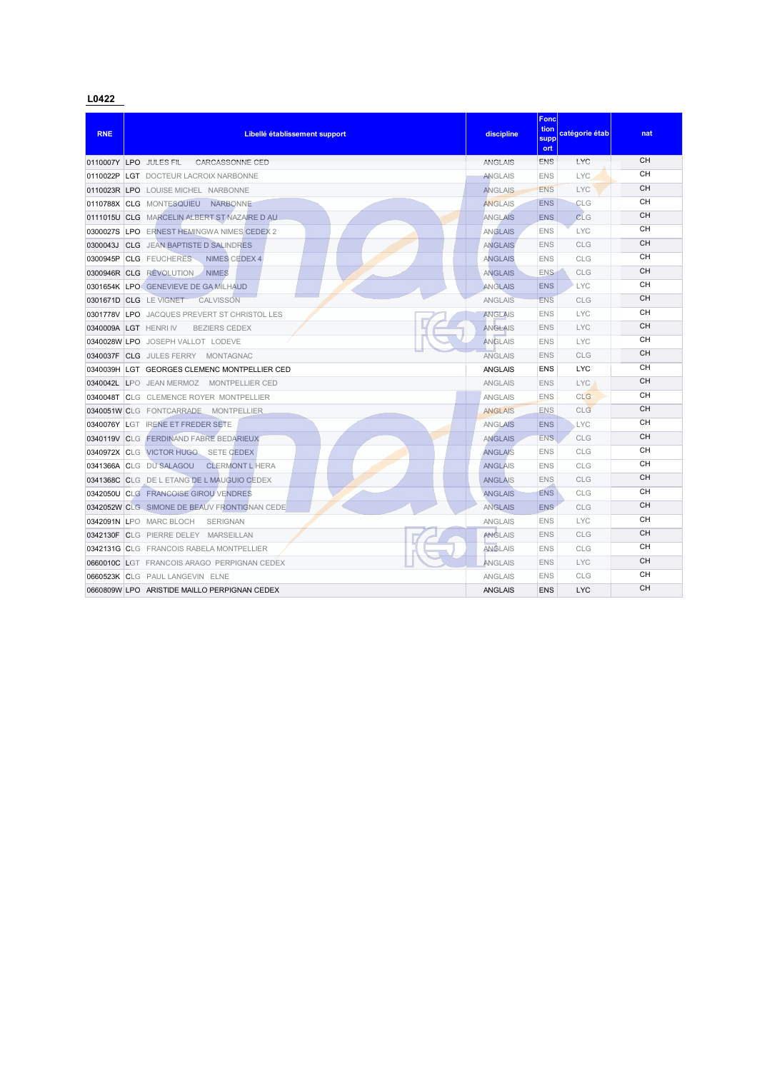**L0422**

| RNE | Libellé établissement support | | discipline | Fonction support | catégorie étab | nat |
|---|---|---|---|---|---|---|
| 0110007Y | LPO | JULES FIL CARCASSONNE CED | ANGLAIS | ENS | LYC | CH |
| 0110022P | LGT | DOCTEUR LACROIX NARBONNE | ANGLAIS | ENS | LYC | CH |
| 0110023R | LPO | LOUISE MICHEL NARBONNE | ANGLAIS | ENS | LYC | CH |
| 0110788X | CLG | MONTESQUIEU NARBONNE | ANGLAIS | ENS | CLG | CH |
| 0111015U | CLG | MARCELIN ALBERT ST NAZAIRE D AU | ANGLAIS | ENS | CLG | CH |
| 0300027S | LPO | ERNEST HEMINGWA NIMES CEDEX 2 | ANGLAIS | ENS | LYC | CH |
| 0300043J | CLG | JEAN BAPTISTE D SALINDRES | ANGLAIS | ENS | CLG | CH |
| 0300945P | CLG | FEUCHERES NIMES CEDEX 4 | ANGLAIS | ENS | CLG | CH |
| 0300946R | CLG | REVOLUTION NIMES | ANGLAIS | ENS | CLG | CH |
| 0301654K | LPO | GENEVIEVE DE GA MILHAUD | ANGLAIS | ENS | LYC | CH |
| 0301671D | CLG | LE VIGNET CALVISSON | ANGLAIS | ENS | CLG | CH |
| 0301778V | LPO | JACQUES PREVERT ST CHRISTOL LES | ANGLAIS | ENS | LYC | CH |
| 0340009A | LGT | HENRI IV BEZIERS CEDEX | ANGLAIS | ENS | LYC | CH |
| 0340028W | LPO | JOSEPH VALLOT LODEVE | ANGLAIS | ENS | LYC | CH |
| 0340037F | CLG | JULES FERRY MONTAGNAC | ANGLAIS | ENS | CLG | CH |
| 0340039H | LGT | GEORGES CLEMENC MONTPELLIER CED | ANGLAIS | ENS | LYC | CH |
| 0340042L | LPO | JEAN MERMOZ MONTPELLIER CED | ANGLAIS | ENS | LYC | CH |
| 0340048T | CLG | CLEMENCE ROYER MONTPELLIER | ANGLAIS | ENS | CLG | CH |
| 0340051W | CLG | FONTCARRADE MONTPELLIER | ANGLAIS | ENS | CLG | CH |
| 0340076Y | LGT | IRENE ET FREDER SETE | ANGLAIS | ENS | LYC | CH |
| 0340119V | CLG | FERDINAND FABRE BEDARIEUX | ANGLAIS | ENS | CLG | CH |
| 0340972X | CLG | VICTOR HUGO SETE CEDEX | ANGLAIS | ENS | CLG | CH |
| 0341366A | CLG | DU SALAGOU CLERMONT L HERA | ANGLAIS | ENS | CLG | CH |
| 0341368C | CLG | DE L ETANG DE L MAUGUIO CEDEX | ANGLAIS | ENS | CLG | CH |
| 0342050U | CLG | FRANCOISE GIROU VENDRES | ANGLAIS | ENS | CLG | CH |
| 0342052W | CLG | SIMONE DE BEAUV FRONTIGNAN CEDE | ANGLAIS | ENS | CLG | CH |
| 0342091N | LPO | MARC BLOCH SERIGNAN | ANGLAIS | ENS | LYC | CH |
| 0342130F | CLG | PIERRE DELEY MARSEILLAN | ANGLAIS | ENS | CLG | CH |
| 0342131G | CLG | FRANCOIS RABELA MONTPELLIER | ANGLAIS | ENS | CLG | CH |
| 0660010C | LGT | FRANCOIS ARAGO PERPIGNAN CEDEX | ANGLAIS | ENS | LYC | CH |
| 0660523K | CLG | PAUL LANGEVIN ELNE | ANGLAIS | ENS | CLG | CH |
| 0660809W | LPO | ARISTIDE MAILLO PERPIGNAN CEDEX | ANGLAIS | ENS | LYC | CH |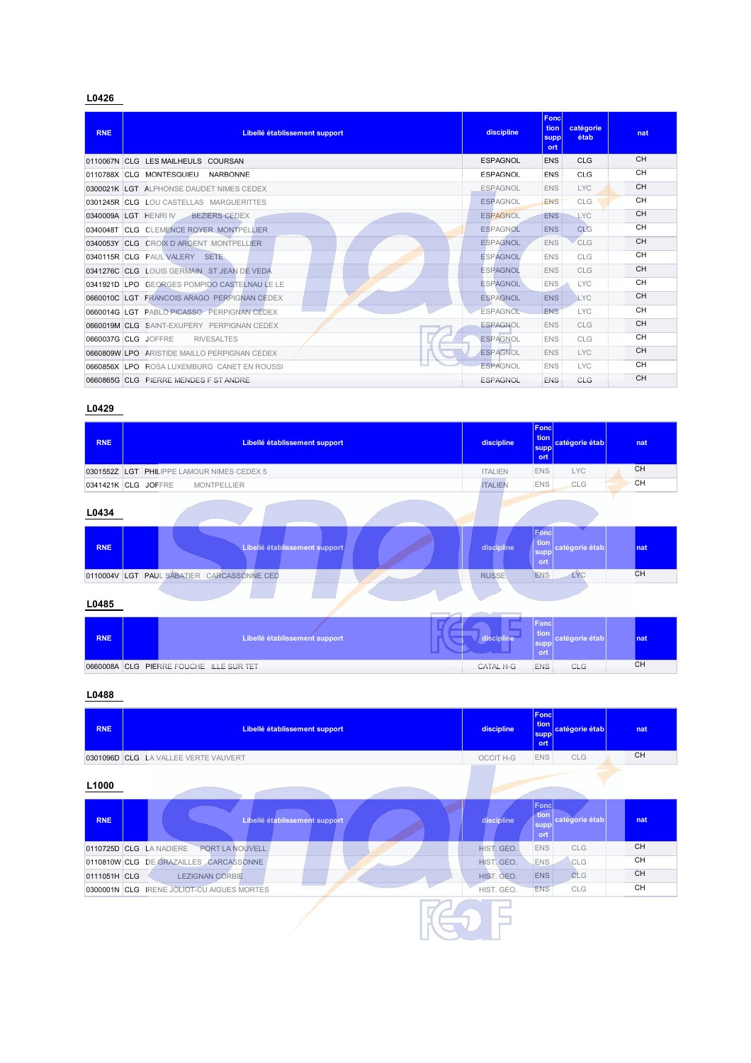**L0426**

| RNE | Libellé établissement support | discipline | Fonction support | catégorie étab | nat |
|---|---|---|---|---|---|
| 0110067N | CLG LES MAILHEULS COURSAN | ESPAGNOL | ENS | CLG | CH |
| 0110788X | CLG MONTESQUIEU NARBONNE | ESPAGNOL | ENS | CLG | CH |
| 0300021K | LGT ALPHONSE DAUDET NIMES CEDEX | ESPAGNOL | ENS | LYC | CH |
| 0301245R | CLG LOU CASTELLAS MARGUERITTES | ESPAGNOL | ENS | CLG | CH |
| 0340009A | LGT HENRI IV BEZIERS CEDEX | ESPAGNOL | ENS | LYC | CH |
| 0340048T | CLG CLEMENCE ROYER MONTPELLIER | ESPAGNOL | ENS | CLG | CH |
| 0340053Y | CLG CROIX D ARGENT MONTPELLIER | ESPAGNOL | ENS | CLG | CH |
| 0340115R | CLG PAUL VALERY SETE | ESPAGNOL | ENS | CLG | CH |
| 0341276C | CLG LOUIS GERMAIN ST JEAN DE VEDA | ESPAGNOL | ENS | CLG | CH |
| 0341921D | LPO GEORGES POMPIDO CASTELNAU LE LE | ESPAGNOL | ENS | LYC | CH |
| 0660010C | LGT FRANCOIS ARAGO PERPIGNAN CEDEX | ESPAGNOL | ENS | LYC | CH |
| 0660014G | LGT PABLO PICASSO PERPIGNAN CEDEX | ESPAGNOL | ENS | LYC | CH |
| 0660019M | CLG SAINT-EXUPERY PERPIGNAN CEDEX | ESPAGNOL | ENS | CLG | CH |
| 0660037G | CLG JOFFRE RIVESALTES | ESPAGNOL | ENS | CLG | CH |
| 0660809W | LPO ARISTIDE MAILLO PERPIGNAN CEDEX | ESPAGNOL | ENS | LYC | CH |
| 0660856X | LPO ROSA LUXEMBURG CANET EN ROUSSI | ESPAGNOL | ENS | LYC | CH |
| 0660865G | CLG PIERRE MENDES F ST ANDRE | ESPAGNOL | ENS | CLG | CH |

**L0429**

| RNE | Libellé établissement support | discipline | Fonction support | catégorie étab | nat |
|---|---|---|---|---|---|
| 0301552Z | LGT PHILIPPE LAMOUR NIMES CEDEX 5 | ITALIEN | ENS | LYC | CH |
| 0341421K | CLG JOFFRE MONTPELLIER | ITALIEN | ENS | CLG | CH |

**L0434**

| RNE | Libellé établissement support | discipline | Fonction support | catégorie étab | nat |
|---|---|---|---|---|---|
| 0110004V | LGT PAUL SABATIER CARCASSONNE CED | RUSSE | ENS | LYC | CH |

**L0485**

| RNE | Libellé établissement support | discipline | Fonction support | catégorie étab | nat |
|---|---|---|---|---|---|
| 0660008A | CLG PIERRE FOUCHE ILLE SUR TET | CATAL H-G | ENS | CLG | CH |

**L0488**

| RNE | Libellé établissement support | discipline | Fonction support | catégorie étab | nat |
|---|---|---|---|---|---|
| 0301096D | CLG LA VALLEE VERTE VAUVERT | OCCIT H-G | ENS | CLG | CH |

**L1000**

| RNE | Libellé établissement support | discipline | Fonction support | catégorie étab | nat |
|---|---|---|---|---|---|
| 0110725D | CLG LA NADIERE PORT LA NOUVELL | HIST. GEO. | ENS | CLG | CH |
| 0110810W | CLG DE GRAZAILLES CARCASSONNE | HIST. GEO. | ENS | CLG | CH |
| 0111051H | CLG LEZIGNAN CORBIE | HIST. GEO. | ENS | CLG | CH |
| 0300001N | CLG IRENE JOLIOT-CU AIGUES MORTES | HIST. GEO. | ENS | CLG | CH |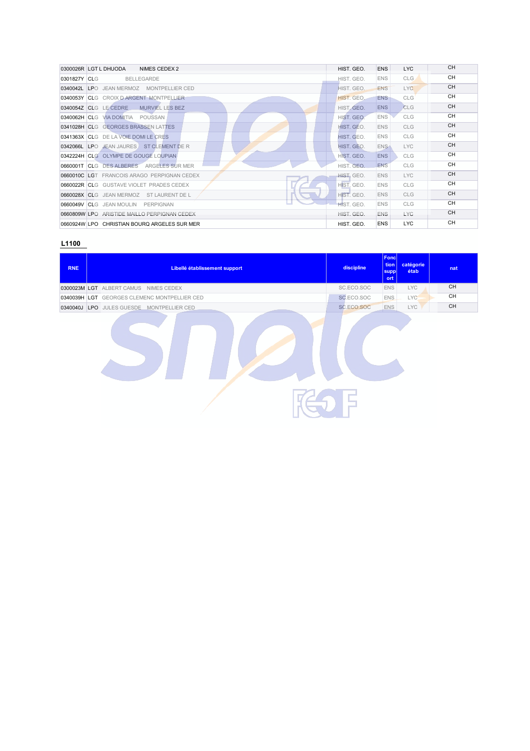| | | | | | |
|---|---|---|---|---|---|
| 0300026R | LGT L DHUODA NIMES CEDEX 2 | HIST. GEO. | ENS | LYC | CH |
| 0301827Y | CLG BELLEGARDE | HIST. GEO. | ENS | CLG | CH |
| 0340042L | LPO JEAN MERMOZ MONTPELLIER CED | HIST. GEO. | ENS | LYC | CH |
| 0340053Y | CLG CROIX D ARGENT MONTPELLIER | HIST. GEO. | ENS | CLG | CH |
| 0340054Z | CLG LE CEDRE MURVIEL LES BEZ | HIST. GEO. | ENS | CLG | CH |
| 0340062H | CLG VIA DOMITIA POUSSAN | HIST. GEO. | ENS | CLG | CH |
| 0341028H | CLG GEORGES BRASSENS LATTES | HIST. GEO. | ENS | CLG | CH |
| 0341363X | CLG DE LA VOIE DOMI LE CRES | HIST. GEO. | ENS | CLG | CH |
| 0342066L | LPO JEAN JAURES ST CLEMENT DE R | HIST. GEO. | ENS | LYC | CH |
| 0342224H | CLG OLYMPE DE GOUGE LOUPIAN | HIST. GEO. | ENS | CLG | CH |
| 0660001T | CLG DES ALBERES ARGELES SUR MER | HIST. GEO. | ENS | CLG | CH |
| 0660010C | LGT FRANCOIS ARAGO PERPIGNAN CEDEX | HIST. GEO. | ENS | LYC | CH |
| 0660022R | CLG GUSTAVE VIOLET PRADES CEDEX | HIST. GEO. | ENS | CLG | CH |
| 0660028X | CLG JEAN MERMOZ ST LAURENT DE L | HIST. GEO. | ENS | CLG | CH |
| 0660049V | CLG JEAN MOULIN PERPIGNAN | HIST. GEO. | ENS | CLG | CH |
| 0660809W | LPO ARISTIDE MAILLO PERPIGNAN CEDEX | HIST. GEO. | ENS | LYC | CH |
| 0660924W | LPO CHRISTIAN BOURQ ARGELES SUR MER | HIST. GEO. | ENS | LYC | CH |

## L1100

| RNE | Libellé établissement support | discipline | Fonction support | catégorie étab | nat |
|---|---|---|---|---|---|
| 0300023M | LGT ALBERT CAMUS NIMES CEDEX | SC.ECO.SOC | ENS | LYC | CH |
| 0340039H | LGT GEORGES CLEMENC MONTPELLIER CED | SC.ECO.SOC | ENS | LYC | CH |
| 0340040J | LPO JULES GUESDE MONTPELLIER CED | SC.ECO.SOC | ENS | LYC | CH |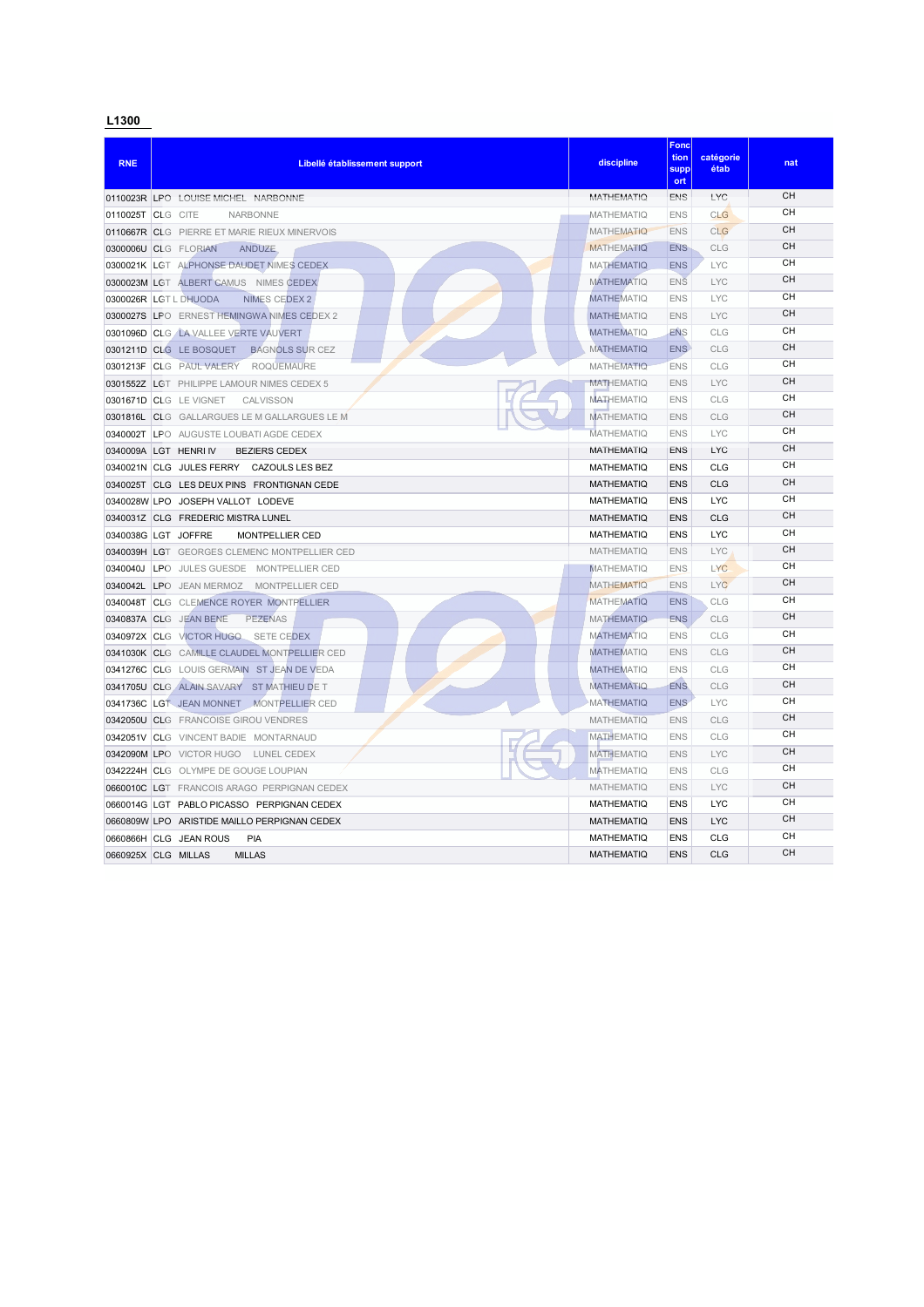**L1300**

| RNE | Libellé établissement support | discipline | Fonction support | catégorie étab | nat |
|---|---|---|---|---|---|
| 0110023R | LPO LOUISE MICHEL NARBONNE | MATHEMATIQ | ENS | LYC | CH |
| 0110025T | CLG CITE NARBONNE | MATHEMATIQ | ENS | CLG | CH |
| 0110667R | CLG PIERRE ET MARIE RIEUX MINERVOIS | MATHEMATIQ | ENS | CLG | CH |
| 0300006U | CLG FLORIAN ANDUZE | MATHEMATIQ | ENS | CLG | CH |
| 0300021K | LGT ALPHONSE DAUDET NIMES CEDEX | MATHEMATIQ | ENS | LYC | CH |
| 0300023M | LGT ALBERT CAMUS NIMES CEDEX | MATHEMATIQ | ENS | LYC | CH |
| 0300026R | LGT L DHUODA NIMES CEDEX 2 | MATHEMATIQ | ENS | LYC | CH |
| 0300027S | LPO ERNEST HEMINGWA NIMES CEDEX 2 | MATHEMATIQ | ENS | LYC | CH |
| 0301096D | CLG LA VALLEE VERTE VAUVERT | MATHEMATIQ | ENS | CLG | CH |
| 0301211D | CLG LE BOSQUET BAGNOLS SUR CEZ | MATHEMATIQ | ENS | CLG | CH |
| 0301213F | CLG PAUL VALERY ROQUEMAURE | MATHEMATIQ | ENS | CLG | CH |
| 0301552Z | LGT PHILIPPE LAMOUR NIMES CEDEX 5 | MATHEMATIQ | ENS | LYC | CH |
| 0301671D | CLG LE VIGNET CALVISSON | MATHEMATIQ | ENS | CLG | CH |
| 0301816L | CLG GALLARGUES LE M GALLARGUES LE M | MATHEMATIQ | ENS | CLG | CH |
| 0340002T | LPO AUGUSTE LOUBATI AGDE CEDEX | MATHEMATIQ | ENS | LYC | CH |
| 0340009A | LGT HENRI IV BEZIERS CEDEX | MATHEMATIQ | ENS | LYC | CH |
| 0340021N | CLG JULES FERRY CAZOULS LES BEZ | MATHEMATIQ | ENS | CLG | CH |
| 0340025T | CLG LES DEUX PINS FRONTIGNAN CEDE | MATHEMATIQ | ENS | CLG | CH |
| 0340028W | LPO JOSEPH VALLOT LODEVE | MATHEMATIQ | ENS | LYC | CH |
| 0340031Z | CLG FREDERIC MISTRA LUNEL | MATHEMATIQ | ENS | CLG | CH |
| 0340038G | LGT JOFFRE MONTPELLIER CED | MATHEMATIQ | ENS | LYC | CH |
| 0340039H | LGT GEORGES CLEMENC MONTPELLIER CED | MATHEMATIQ | ENS | LYC | CH |
| 0340040J | LPO JULES GUESDE MONTPELLIER CED | MATHEMATIQ | ENS | LYC | CH |
| 0340042L | LPO JEAN MERMOZ MONTPELLIER CED | MATHEMATIQ | ENS | LYC | CH |
| 0340048T | CLG CLEMENCE ROYER MONTPELLIER | MATHEMATIQ | ENS | CLG | CH |
| 0340837A | CLG JEAN BENE PEZENAS | MATHEMATIQ | ENS | CLG | CH |
| 0340972X | CLG VICTOR HUGO SETE CEDEX | MATHEMATIQ | ENS | CLG | CH |
| 0341030K | CLG CAMILLE CLAUDEL MONTPELLIER CED | MATHEMATIQ | ENS | CLG | CH |
| 0341276C | CLG LOUIS GERMAIN ST JEAN DE VEDA | MATHEMATIQ | ENS | CLG | CH |
| 0341705U | CLG ALAIN SAVARY ST MATHIEU DE T | MATHEMATIQ | ENS | CLG | CH |
| 0341736C | LGT JEAN MONNET MONTPELLIER CED | MATHEMATIQ | ENS | LYC | CH |
| 0342050U | CLG FRANCOISE GIROU VENDRES | MATHEMATIQ | ENS | CLG | CH |
| 0342051V | CLG VINCENT BADIE MONTARNAUD | MATHEMATIQ | ENS | CLG | CH |
| 0342090M | LPO VICTOR HUGO LUNEL CEDEX | MATHEMATIQ | ENS | LYC | CH |
| 0342224H | CLG OLYMPE DE GOUGE LOUPIAN | MATHEMATIQ | ENS | CLG | CH |
| 0660010C | LGT FRANCOIS ARAGO PERPIGNAN CEDEX | MATHEMATIQ | ENS | LYC | CH |
| 0660014G | LGT PABLO PICASSO PERPIGNAN CEDEX | MATHEMATIQ | ENS | LYC | CH |
| 0660809W | LPO ARISTIDE MAILLO PERPIGNAN CEDEX | MATHEMATIQ | ENS | LYC | CH |
| 0660866H | CLG JEAN ROUS PIA | MATHEMATIQ | ENS | CLG | CH |
| 0660925X | CLG MILLAS MILLAS | MATHEMATIQ | ENS | CLG | CH |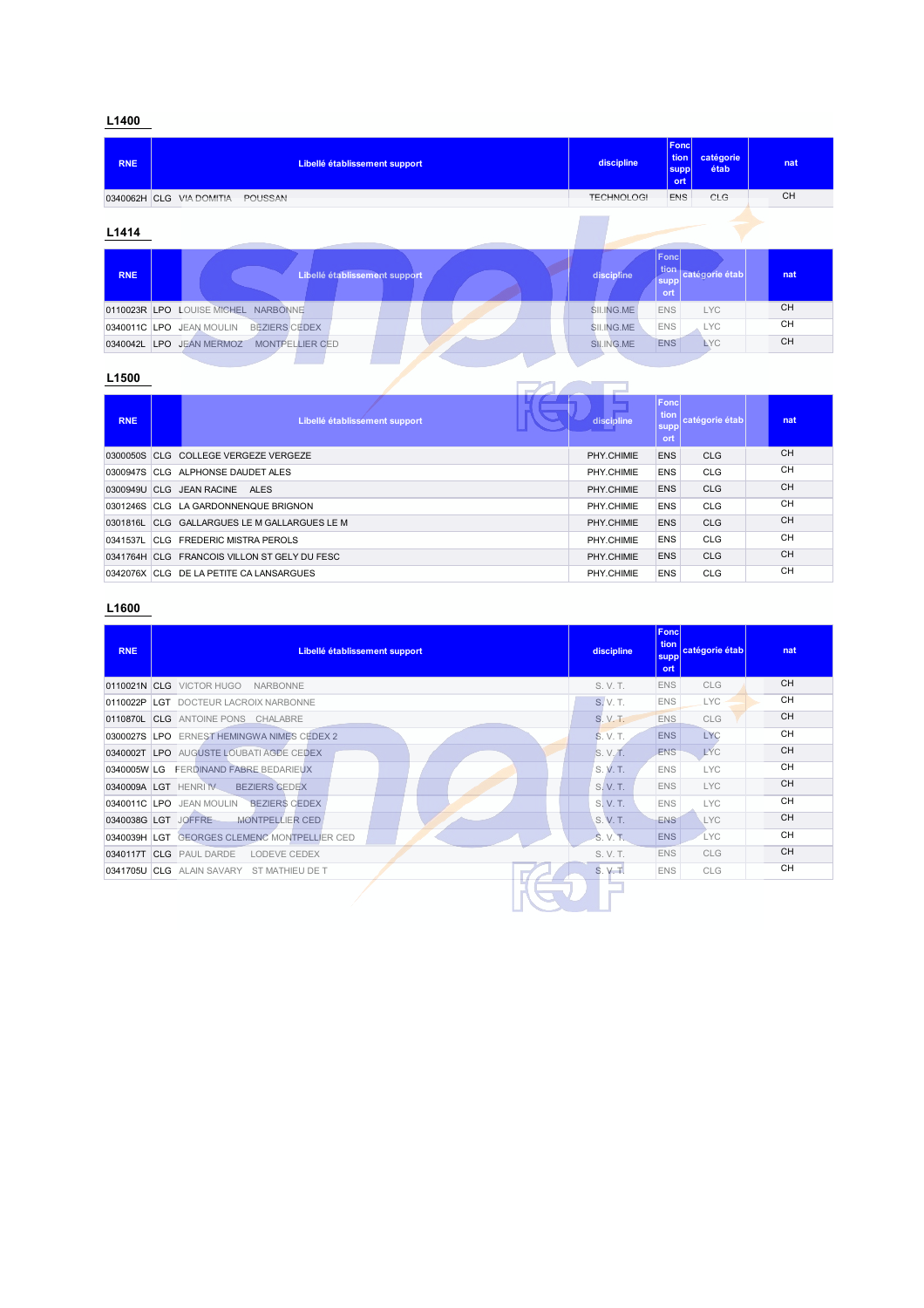## L1400

| RNE | Libellé établissement support | | discipline | Fonction support | catégorie étab | nat |
|---|---|---|---|---|---|---|
| 0340062H | CLG | VIA DOMITIA POUSSAN | TECHNOLOGI | ENS | CLG | CH |

## L1414

| RNE | Libellé établissement support | | discipline | Fonction support | catégorie étab | nat |
|---|---|---|---|---|---|---|
| 0110023R | LPO | LOUISE MICHEL NARBONNE | SII.ING.ME | ENS | LYC | CH |
| 0340011C | LPO | JEAN MOULIN BEZIERS CEDEX | SII.ING.ME | ENS | LYC | CH |
| 0340042L | LPO | JEAN MERMOZ MONTPELLIER CED | SII.ING.ME | ENS | LYC | CH |

## L1500

| RNE | Libellé établissement support | | discipline | Fonction support | catégorie étab | nat |
|---|---|---|---|---|---|---|
| 0300050S | CLG | COLLEGE VERGEZE VERGEZE | PHY.CHIMIE | ENS | CLG | CH |
| 0300947S | CLG | ALPHONSE DAUDET ALES | PHY.CHIMIE | ENS | CLG | CH |
| 0300949U | CLG | JEAN RACINE ALES | PHY.CHIMIE | ENS | CLG | CH |
| 0301246S | CLG | LA GARDONNENQUE BRIGNON | PHY.CHIMIE | ENS | CLG | CH |
| 0301816L | CLG | GALLARGUES LE M GALLARGUES LE M | PHY.CHIMIE | ENS | CLG | CH |
| 0341537L | CLG | FREDERIC MISTRA PEROLS | PHY.CHIMIE | ENS | CLG | CH |
| 0341764H | CLG | FRANCOIS VILLON ST GELY DU FESC | PHY.CHIMIE | ENS | CLG | CH |
| 0342076X | CLG | DE LA PETITE CA LANSARGUES | PHY.CHIMIE | ENS | CLG | CH |

## L1600

| RNE | Libellé établissement support | | discipline | Fonction support | catégorie étab | nat |
|---|---|---|---|---|---|---|
| 0110021N | CLG | VICTOR HUGO NARBONNE | S. V. T. | ENS | CLG | CH |
| 0110022P | LGT | DOCTEUR LACROIX NARBONNE | S. V. T. | ENS | LYC | CH |
| 0110870L | CLG | ANTOINE PONS CHALABRE | S. V. T. | ENS | CLG | CH |
| 0300027S | LPO | ERNEST HEMINGWA NIMES CEDEX 2 | S. V. T. | ENS | LYC | CH |
| 0340002T | LPO | AUGUSTE LOUBATI AGDE CEDEX | S. V. T. | ENS | LYC | CH |
| 0340005W | LG | FERDINAND FABRE BEDARIEUX | S. V. T. | ENS | LYC | CH |
| 0340009A | LGT | HENRI IV BEZIERS CEDEX | S. V. T. | ENS | LYC | CH |
| 0340011C | LPO | JEAN MOULIN BEZIERS CEDEX | S. V. T. | ENS | LYC | CH |
| 0340038G | LGT | JOFFRE MONTPELLIER CED | S. V. T. | ENS | LYC | CH |
| 0340039H | LGT | GEORGES CLEMENC MONTPELLIER CED | S. V. T. | ENS | LYC | CH |
| 0340117T | CLG | PAUL DARDE LODEVE CEDEX | S. V. T. | ENS | CLG | CH |
| 0341705U | CLG | ALAIN SAVARY ST MATHIEU DE T | S. V. T. | ENS | CLG | CH |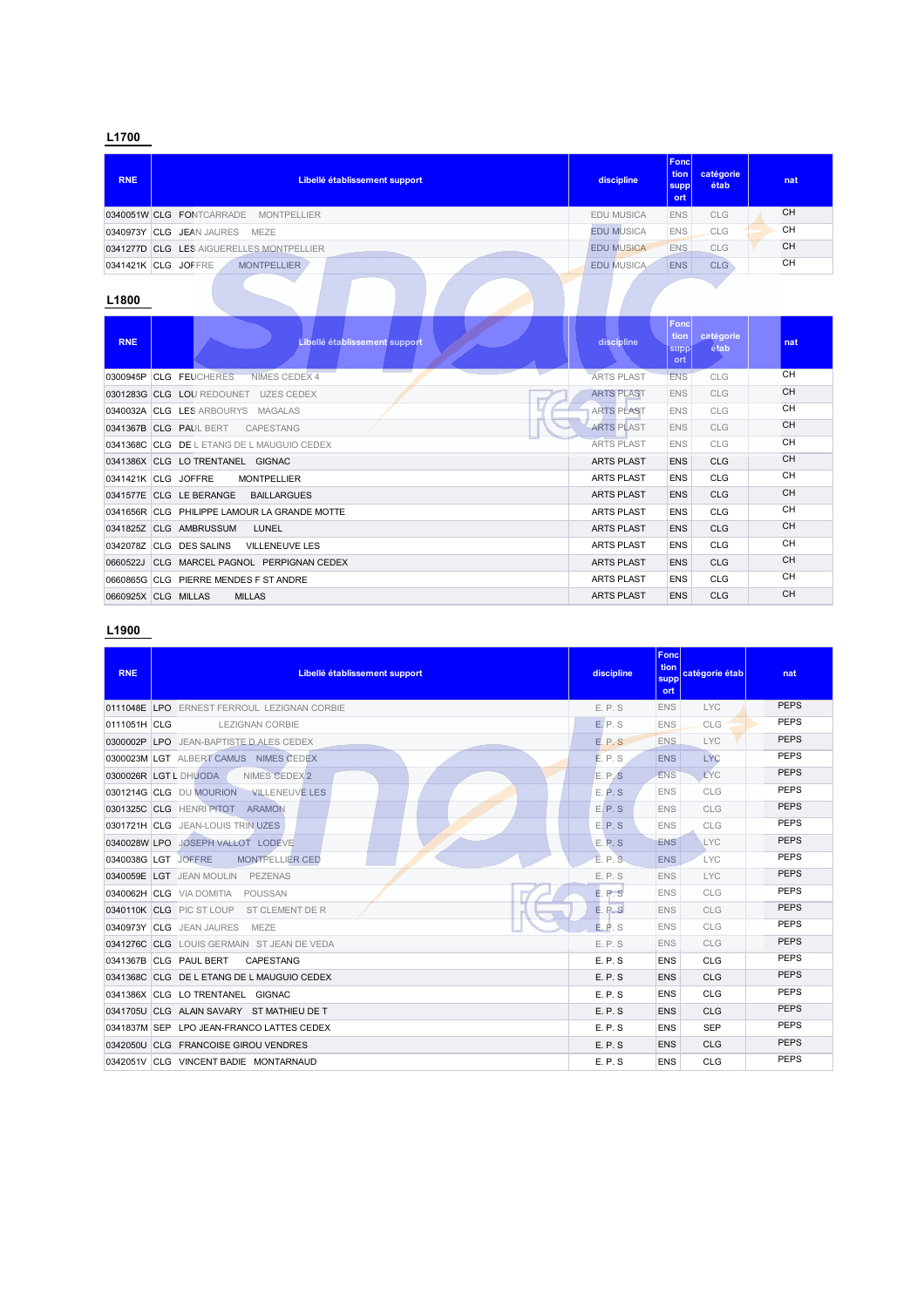## L1700

| RNE | Libellé établissement support | discipline | Fonction support | catégorie étab | nat |
|---|---|---|---|---|---|
| 0340051W | CLG FONTCARRADE MONTPELLIER | EDU MUSICA | ENS | CLG | CH |
| 0340973Y | CLG JEAN JAURES MEZE | EDU MUSICA | ENS | CLG | CH |
| 0341277D | CLG LES AIGUERELLES MONTPELLIER | EDU MUSICA | ENS | CLG | CH |
| 0341421K | CLG JOFFRE MONTPELLIER | EDU MUSICA | ENS | CLG | CH |

## L1800

| RNE | Libellé établissement support | discipline | Fonction support | catégorie étab | nat |
|---|---|---|---|---|---|
| 0300945P | CLG FEUCHERES NIMES CEDEX 4 | ARTS PLAST | ENS | CLG | CH |
| 0301283G | CLG LOU REDOUNET UZES CEDEX | ARTS PLAST | ENS | CLG | CH |
| 0340032A | CLG LES ARBOURYS MAGALAS | ARTS PLAST | ENS | CLG | CH |
| 0341367B | CLG PAUL BERT CAPESTANG | ARTS PLAST | ENS | CLG | CH |
| 0341368C | CLG DE L ETANG DE L MAUGUIO CEDEX | ARTS PLAST | ENS | CLG | CH |
| 0341386X | CLG LO TRENTANEL GIGNAC | ARTS PLAST | ENS | CLG | CH |
| 0341421K | CLG JOFFRE MONTPELLIER | ARTS PLAST | ENS | CLG | CH |
| 0341577E | CLG LE BERANGE BAILLARGUES | ARTS PLAST | ENS | CLG | CH |
| 0341656R | CLG PHILIPPE LAMOUR LA GRANDE MOTTE | ARTS PLAST | ENS | CLG | CH |
| 0341825Z | CLG AMBRUSSUM LUNEL | ARTS PLAST | ENS | CLG | CH |
| 0342078Z | CLG DES SALINS VILLENEUVE LES | ARTS PLAST | ENS | CLG | CH |
| 0660522J | CLG MARCEL PAGNOL PERPIGNAN CEDEX | ARTS PLAST | ENS | CLG | CH |
| 0660865G | CLG PIERRE MENDES F ST ANDRE | ARTS PLAST | ENS | CLG | CH |
| 0660925X | CLG MILLAS MILLAS | ARTS PLAST | ENS | CLG | CH |

## L1900

| RNE | Libellé établissement support | discipline | Fonction support | catégorie étab | nat |
|---|---|---|---|---|---|
| 0111048E | LPO ERNEST FERROUL LEZIGNAN CORBIE | E. P. S | ENS | LYC | PEPS |
| 0111051H | CLG LEZIGNAN CORBIE | E. P. S | ENS | CLG | PEPS |
| 0300002P | LPO JEAN-BAPTISTE D ALES CEDEX | E. P. S | ENS | LYC | PEPS |
| 0300023M | LGT ALBERT CAMUS NIMES CEDEX | E. P. S | ENS | LYC | PEPS |
| 0300026R | LGT L DHUODA NIMES CEDEX 2 | E. P. S | ENS | LYC | PEPS |
| 0301214G | CLG DU MOURION VILLENEUVE LES | E. P. S | ENS | CLG | PEPS |
| 0301325C | CLG HENRI PITOT ARAMON | E. P. S | ENS | CLG | PEPS |
| 0301721H | CLG JEAN-LOUIS TRIN UZES | E. P. S | ENS | CLG | PEPS |
| 0340028W | LPO JOSEPH VALLOT LODEVE | E. P. S | ENS | LYC | PEPS |
| 0340038G | LGT JOFFRE MONTPELLIER CED | E. P. S | ENS | LYC | PEPS |
| 0340059E | LGT JEAN MOULIN PEZENAS | E. P. S | ENS | LYC | PEPS |
| 0340062H | CLG VIA DOMITIA POUSSAN | E. P. S | ENS | CLG | PEPS |
| 0340110K | CLG PIC ST LOUP ST CLEMENT DE R | E. P. S | ENS | CLG | PEPS |
| 0340973Y | CLG JEAN JAURES MEZE | E. P. S | ENS | CLG | PEPS |
| 0341276C | CLG LOUIS GERMAIN ST JEAN DE VEDA | E. P. S | ENS | CLG | PEPS |
| 0341367B | CLG PAUL BERT CAPESTANG | E. P. S | ENS | CLG | PEPS |
| 0341368C | CLG DE L ETANG DE L MAUGUIO CEDEX | E. P. S | ENS | CLG | PEPS |
| 0341386X | CLG LO TRENTANEL GIGNAC | E. P. S | ENS | CLG | PEPS |
| 0341705U | CLG ALAIN SAVARY ST MATHIEU DE T | E. P. S | ENS | CLG | PEPS |
| 0341837M | SEP LPO JEAN-FRANCO LATTES CEDEX | E. P. S | ENS | SEP | PEPS |
| 0342050U | CLG FRANCOISE GIROU VENDRES | E. P. S | ENS | CLG | PEPS |
| 0342051V | CLG VINCENT BADIE MONTARNAUD | E. P. S | ENS | CLG | PEPS |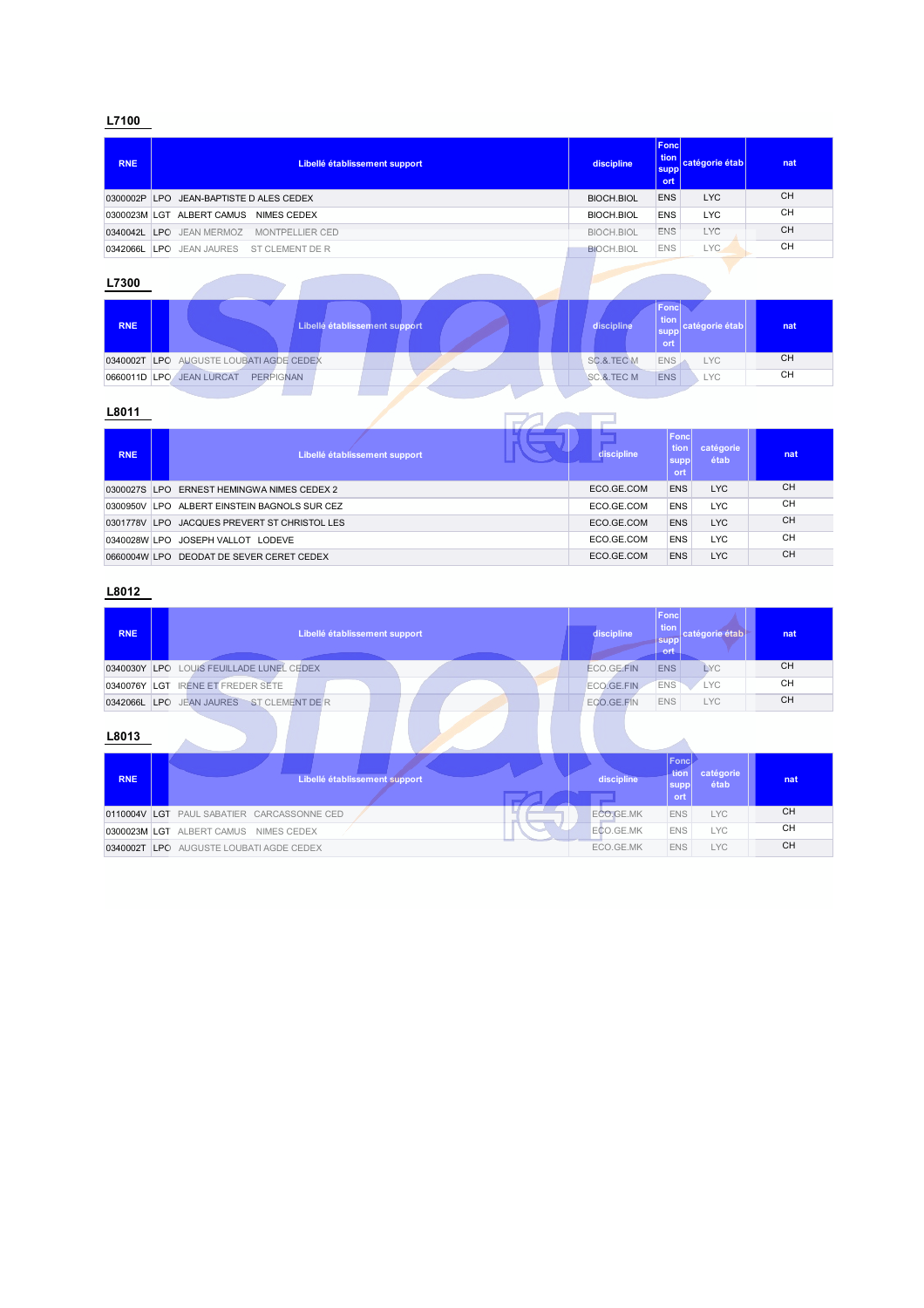## L7100

| RNE | | Libellé établissement support | discipline | Fonction support | catégorie étab | nat |
|---|---|---|---|---|---|---|
| 0300002P | LPO | JEAN-BAPTISTE D ALES CEDEX | BIOCH.BIOL | ENS | LYC | CH |
| 0300023M | LGT | ALBERT CAMUS NIMES CEDEX | BIOCH.BIOL | ENS | LYC | CH |
| 0340042L | LPO | JEAN MERMOZ MONTPELLIER CED | BIOCH.BIOL | ENS | LYC | CH |
| 0342066L | LPO | JEAN JAURES ST CLEMENT DE R | BIOCH.BIOL | ENS | LYC | CH |

## L7300

| RNE | | Libellé établissement support | discipline | Fonction support | catégorie étab | nat |
|---|---|---|---|---|---|---|
| 0340002T | LPO | AUGUSTE LOUBATI AGDE CEDEX | SC.&.TEC M | ENS | LYC | CH |
| 0660011D | LPO | JEAN LURCAT PERPIGNAN | SC.&.TEC M | ENS | LYC | CH |

## L8011

| RNE | | Libellé établissement support | discipline | Fonction support | catégorie étab | nat |
|---|---|---|---|---|---|---|
| 0300027S | LPO | ERNEST HEMINGWA NIMES CEDEX 2 | ECO.GE.COM | ENS | LYC | CH |
| 0300950V | LPO | ALBERT EINSTEIN BAGNOLS SUR CEZ | ECO.GE.COM | ENS | LYC | CH |
| 0301778V | LPO | JACQUES PREVERT ST CHRISTOL LES | ECO.GE.COM | ENS | LYC | CH |
| 0340028W | LPO | JOSEPH VALLOT LODEVE | ECO.GE.COM | ENS | LYC | CH |
| 0660004W | LPO | DEODAT DE SEVER CERET CEDEX | ECO.GE.COM | ENS | LYC | CH |

## L8012

| RNE | | Libellé établissement support | discipline | Fonction support | catégorie étab | nat |
|---|---|---|---|---|---|---|
| 0340030Y | LPO | LOUIS FEUILLADE LUNEL CEDEX | ECO.GE.FIN | ENS | LYC | CH |
| 0340076Y | LGT | IRENE ET FREDER SETE | ECO.GE.FIN | ENS | LYC | CH |
| 0342066L | LPO | JEAN JAURES ST CLEMENT DE R | ECO.GE.FIN | ENS | LYC | CH |

## L8013

| RNE | | Libellé établissement support | discipline | Fonction support | catégorie étab | nat |
|---|---|---|---|---|---|---|
| 0110004V | LGT | PAUL SABATIER CARCASSONNE CED | ECO.GE.MK | ENS | LYC | CH |
| 0300023M | LGT | ALBERT CAMUS NIMES CEDEX | ECO.GE.MK | ENS | LYC | CH |
| 0340002T | LPO | AUGUSTE LOUBATI AGDE CEDEX | ECO.GE.MK | ENS | LYC | CH |